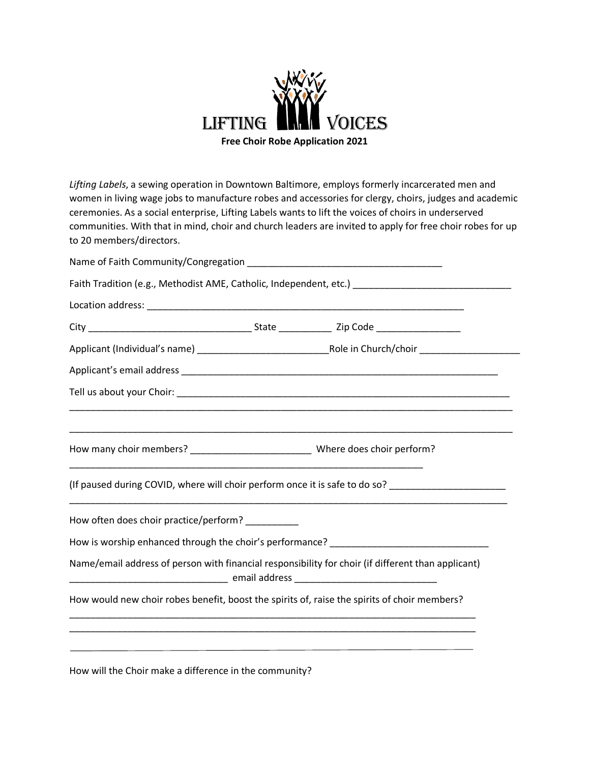# LIFTING VOICES

**Free Choir Robe Application 2021**

*Lifting Labels*, a sewing operation in Downtown Baltimore, employs formerly incarcerated men and women in living wage jobs to manufacture robes and accessories for clergy, choirs, judges and academic ceremonies. As a social enterprise, Lifting Labels wants to lift the voices of choirs in underserved communities. With that in mind, choir and church leaders are invited to apply for free choir robes for up to 20 members/directors.

Name of Faith Community/Congregation ____________________________________

Faith Tradition (e.g., Methodist AME, Catholic, Independent, etc.) ______________________________

Location address: ______________________________________________________________

City ______________________________ State __________ Zip Code ________________

Applicant (Individual's name) _________________________Role in Church/choir ___________________

Applicant's email address _____________________________________________________________

Tell us about your Choir: _________________________________________________________________

_____________________________________________________________________________________

_____________________________________________________________________________________

How many choir members? _______________________ Where does choir perform?

_____________________________________________________________________

(If paused during COVID, where will choir perform once it is safe to do so? _____________________

_____________________________________________________________________________________

How often does choir practice/perform? __________

How is worship enhanced through the choir's performance? ______________________________

Name/email address of person with financial responsibility for choir (if different than applicant)

_____________________________ email address __________________________

How would new choir robes benefit, boost the spirits of, raise the spirits of choir members?

_____________________________________________________________________________

_____________________________________________________________________________

_____________________________________________________________________________

How will the Choir make a difference in the community?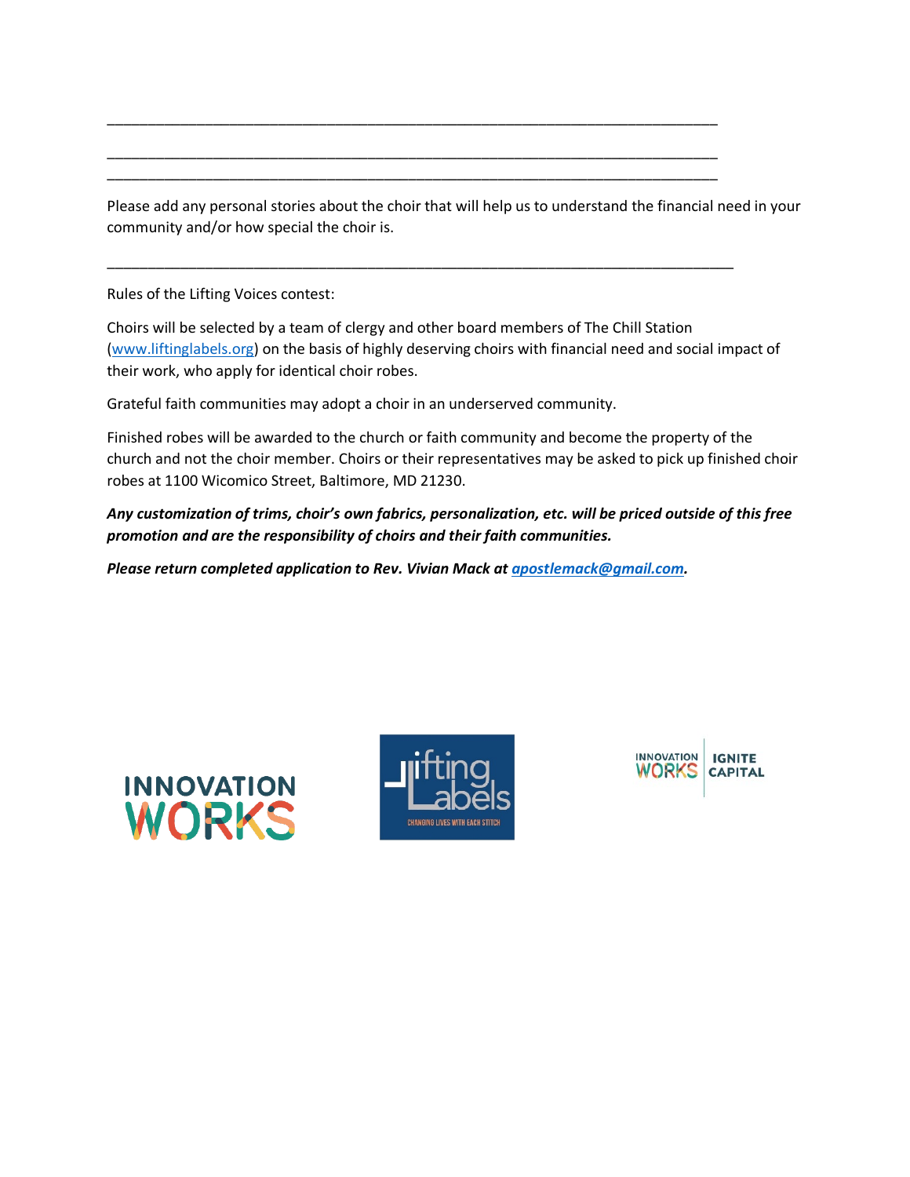\_\_\_\_\_\_\_\_\_\_\_\_\_\_\_\_\_\_\_\_\_\_\_\_\_\_\_\_\_\_\_\_\_\_\_\_\_\_\_\_\_\_\_\_\_\_\_\_\_\_\_\_\_\_\_\_\_\_\_\_\_\_\_\_\_\_\_\_\_\_\_\_\_\_\_\_

\_\_\_\_\_\_\_\_\_\_\_\_\_\_\_\_\_\_\_\_\_\_\_\_\_\_\_\_\_\_\_\_\_\_\_\_\_\_\_\_\_\_\_\_\_\_\_\_\_\_\_\_\_\_\_\_\_\_\_\_\_\_\_\_\_\_\_\_\_\_\_\_\_\_\_\_

\_\_\_\_\_\_\_\_\_\_\_\_\_\_\_\_\_\_\_\_\_\_\_\_\_\_\_\_\_\_\_\_\_\_\_\_\_\_\_\_\_\_\_\_\_\_\_\_\_\_\_\_\_\_\_\_\_\_\_\_\_\_\_\_\_\_\_\_\_\_\_\_\_\_\_\_

Please add any personal stories about the choir that will help us to understand the financial need in your community and/or how special the choir is.

\_\_\_\_\_\_\_\_\_\_\_\_\_\_\_\_\_\_\_\_\_\_\_\_\_\_\_\_\_\_\_\_\_\_\_\_\_\_\_\_\_\_\_\_\_\_\_\_\_\_\_\_\_\_\_\_\_\_\_\_\_\_\_\_\_\_\_\_\_\_\_\_\_\_\_\_

Rules of the Lifting Voices contest:

Choirs will be selected by a team of clergy and other board members of The Chill Station (www.liftinglabels.org) on the basis of highly deserving choirs with financial need and social impact of their work, who apply for identical choir robes.

Grateful faith communities may adopt a choir in an underserved community.

Finished robes will be awarded to the church or faith community and become the property of the church and not the choir member. Choirs or their representatives may be asked to pick up finished choir robes at 1100 Wicomico Street, Baltimore, MD 21230.

***Any customization of trims, choir's own fabrics, personalization, etc. will be priced outside of this free promotion and are the responsibility of choirs and their faith communities.***

***Please return completed application to Rev. Vivian Mack at apostlemack@gmail.com.***

INNOVATION WORKS

Lifting Labels
CHANGING LIVES WITH EACH STITCH

INNOVATION WORKS | IGNITE CAPITAL